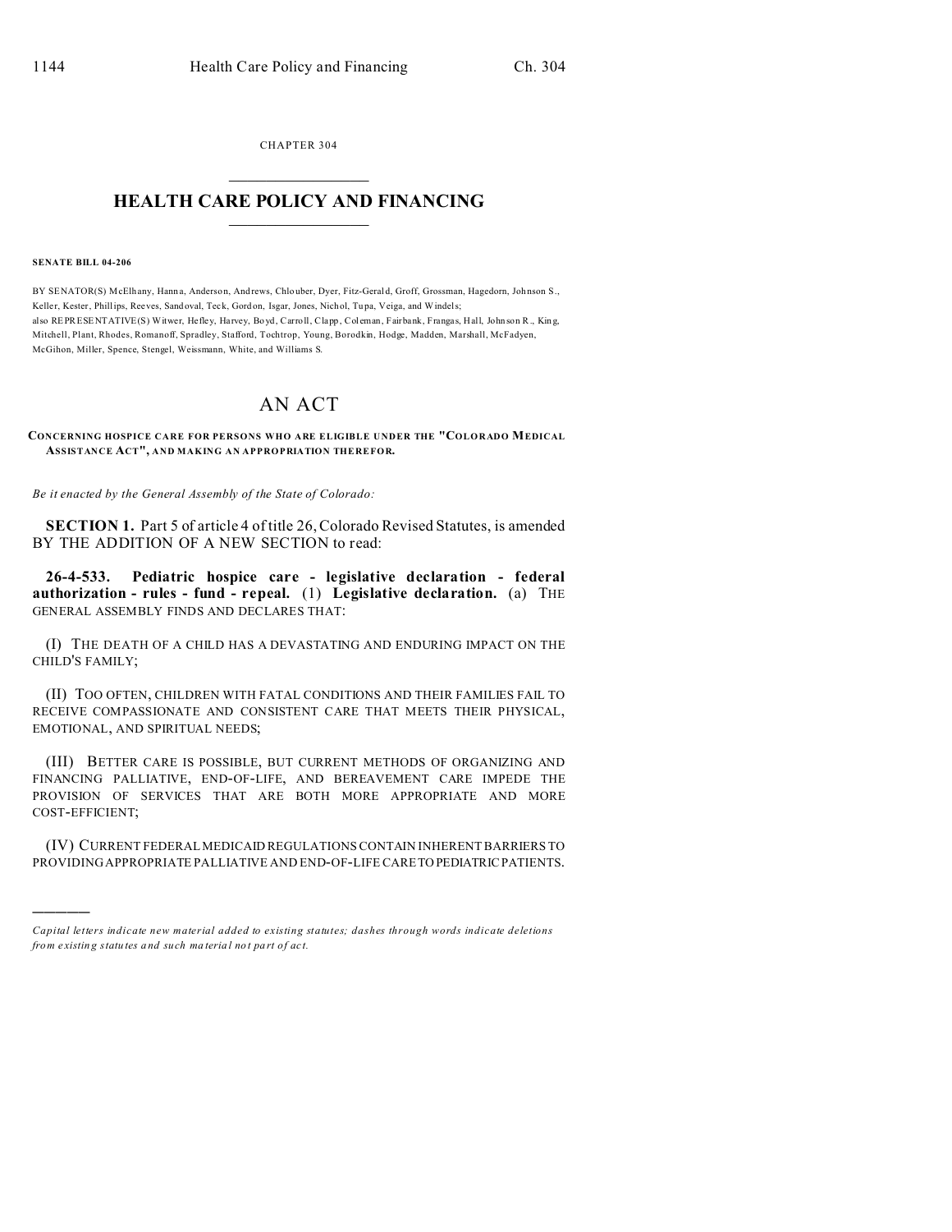CHAPTER 304

# HEALTH CARE POLICY AND FINANCING

**SENATE BILL 04-206**

BY SENATOR(S) McElhany, Hanna, Anderson, Andrews, Chlouber, Dyer, Fitz-Gerald, Groff, Grossman, Hagedorn, Johnson S., Keller, Kester, Phillips, Reeves, Sandoval, Teck, Gordon, Isgar, Jones, Nichol, Tupa, Veiga, and Windels;
also REPRESENTATIVE(S) Witwer, Hefley, Harvey, Boyd, Carroll, Clapp, Coleman, Fairbank, Frangas, Hall, Johnson R., King, Mitchell, Plant, Rhodes, Romanoff, Spradley, Stafford, Tochtrop, Young, Borodkin, Hodge, Madden, Marshall, McFadyen, McGihon, Miller, Spence, Stengel, Weissmann, White, and Williams S.

# AN ACT

**CONCERNING HOSPICE CARE FOR PERSONS WHO ARE ELIGIBLE UNDER THE "COLORADO MEDICAL ASSISTANCE ACT", AND MAKING AN APPROPRIATION THEREFOR.**

*Be it enacted by the General Assembly of the State of Colorado:*

**SECTION 1.** Part 5 of article 4 of title 26, Colorado Revised Statutes, is amended BY THE ADDITION OF A NEW SECTION to read:

**26-4-533. Pediatric hospice care - legislative declaration - federal authorization - rules - fund - repeal.** (1) **Legislative declaration.** (a) THE GENERAL ASSEMBLY FINDS AND DECLARES THAT:

(I) THE DEATH OF A CHILD HAS A DEVASTATING AND ENDURING IMPACT ON THE CHILD'S FAMILY;

(II) TOO OFTEN, CHILDREN WITH FATAL CONDITIONS AND THEIR FAMILIES FAIL TO RECEIVE COMPASSIONATE AND CONSISTENT CARE THAT MEETS THEIR PHYSICAL, EMOTIONAL, AND SPIRITUAL NEEDS;

(III) BETTER CARE IS POSSIBLE, BUT CURRENT METHODS OF ORGANIZING AND FINANCING PALLIATIVE, END-OF-LIFE, AND BEREAVEMENT CARE IMPEDE THE PROVISION OF SERVICES THAT ARE BOTH MORE APPROPRIATE AND MORE COST-EFFICIENT;

(IV) CURRENT FEDERAL MEDICAID REGULATIONS CONTAIN INHERENT BARRIERS TO PROVIDING APPROPRIATE PALLIATIVE AND END-OF-LIFE CARE TO PEDIATRIC PATIENTS.

————

*Capital letters indicate new material added to existing statutes; dashes through words indicate deletions from existing statutes and such material not part of act.*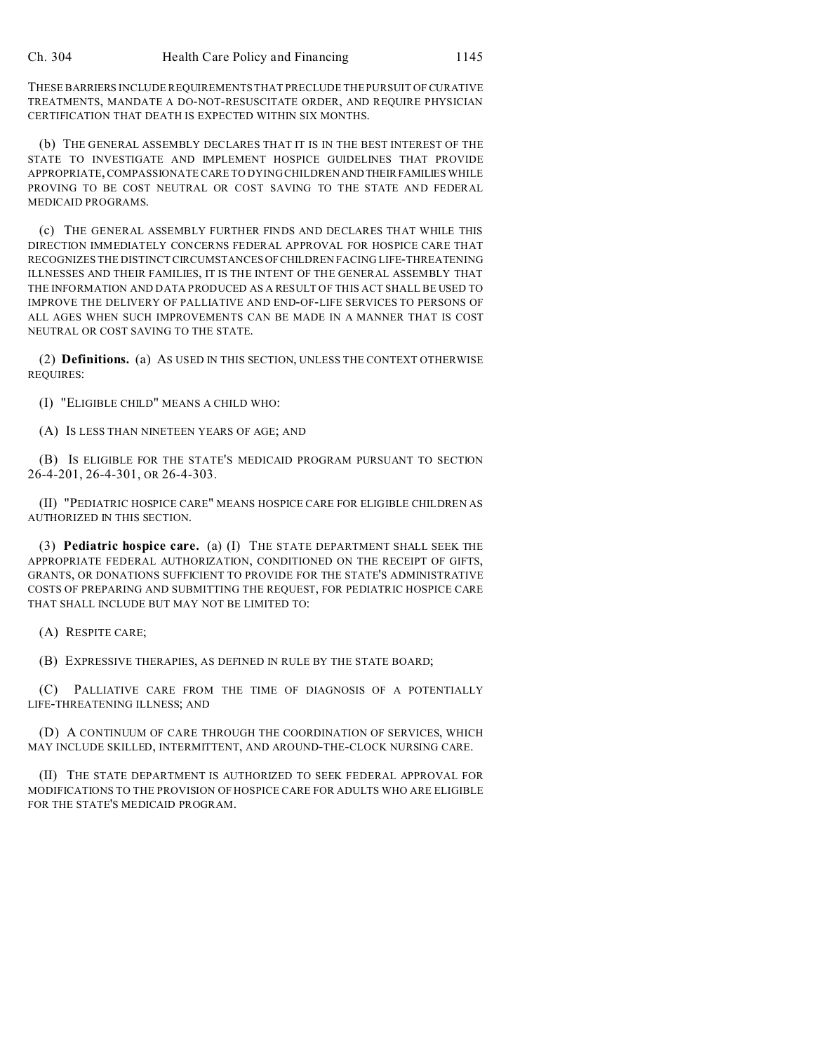THESE BARRIERS INCLUDE REQUIREMENTS THAT PRECLUDE THE PURSUIT OF CURATIVE TREATMENTS, MANDATE A DO-NOT-RESUSCITATE ORDER, AND REQUIRE PHYSICIAN CERTIFICATION THAT DEATH IS EXPECTED WITHIN SIX MONTHS.

(b) THE GENERAL ASSEMBLY DECLARES THAT IT IS IN THE BEST INTEREST OF THE STATE TO INVESTIGATE AND IMPLEMENT HOSPICE GUIDELINES THAT PROVIDE APPROPRIATE, COMPASSIONATE CARE TO DYING CHILDREN AND THEIR FAMILIES WHILE PROVING TO BE COST NEUTRAL OR COST SAVING TO THE STATE AND FEDERAL MEDICAID PROGRAMS.

(c) THE GENERAL ASSEMBLY FURTHER FINDS AND DECLARES THAT WHILE THIS DIRECTION IMMEDIATELY CONCERNS FEDERAL APPROVAL FOR HOSPICE CARE THAT RECOGNIZES THE DISTINCT CIRCUMSTANCES OF CHILDREN FACING LIFE-THREATENING ILLNESSES AND THEIR FAMILIES, IT IS THE INTENT OF THE GENERAL ASSEMBLY THAT THE INFORMATION AND DATA PRODUCED AS A RESULT OF THIS ACT SHALL BE USED TO IMPROVE THE DELIVERY OF PALLIATIVE AND END-OF-LIFE SERVICES TO PERSONS OF ALL AGES WHEN SUCH IMPROVEMENTS CAN BE MADE IN A MANNER THAT IS COST NEUTRAL OR COST SAVING TO THE STATE.

(2) **Definitions.** (a) AS USED IN THIS SECTION, UNLESS THE CONTEXT OTHERWISE REQUIRES:

(I) "ELIGIBLE CHILD" MEANS A CHILD WHO:

(A) IS LESS THAN NINETEEN YEARS OF AGE; AND

(B) IS ELIGIBLE FOR THE STATE'S MEDICAID PROGRAM PURSUANT TO SECTION 26-4-201, 26-4-301, OR 26-4-303.

(II) "PEDIATRIC HOSPICE CARE" MEANS HOSPICE CARE FOR ELIGIBLE CHILDREN AS AUTHORIZED IN THIS SECTION.

(3) **Pediatric hospice care.** (a) (I) THE STATE DEPARTMENT SHALL SEEK THE APPROPRIATE FEDERAL AUTHORIZATION, CONDITIONED ON THE RECEIPT OF GIFTS, GRANTS, OR DONATIONS SUFFICIENT TO PROVIDE FOR THE STATE'S ADMINISTRATIVE COSTS OF PREPARING AND SUBMITTING THE REQUEST, FOR PEDIATRIC HOSPICE CARE THAT SHALL INCLUDE BUT MAY NOT BE LIMITED TO:

(A) RESPITE CARE;

(B) EXPRESSIVE THERAPIES, AS DEFINED IN RULE BY THE STATE BOARD;

(C) PALLIATIVE CARE FROM THE TIME OF DIAGNOSIS OF A POTENTIALLY LIFE-THREATENING ILLNESS; AND

(D) A CONTINUUM OF CARE THROUGH THE COORDINATION OF SERVICES, WHICH MAY INCLUDE SKILLED, INTERMITTENT, AND AROUND-THE-CLOCK NURSING CARE.

(II) THE STATE DEPARTMENT IS AUTHORIZED TO SEEK FEDERAL APPROVAL FOR MODIFICATIONS TO THE PROVISION OF HOSPICE CARE FOR ADULTS WHO ARE ELIGIBLE FOR THE STATE'S MEDICAID PROGRAM.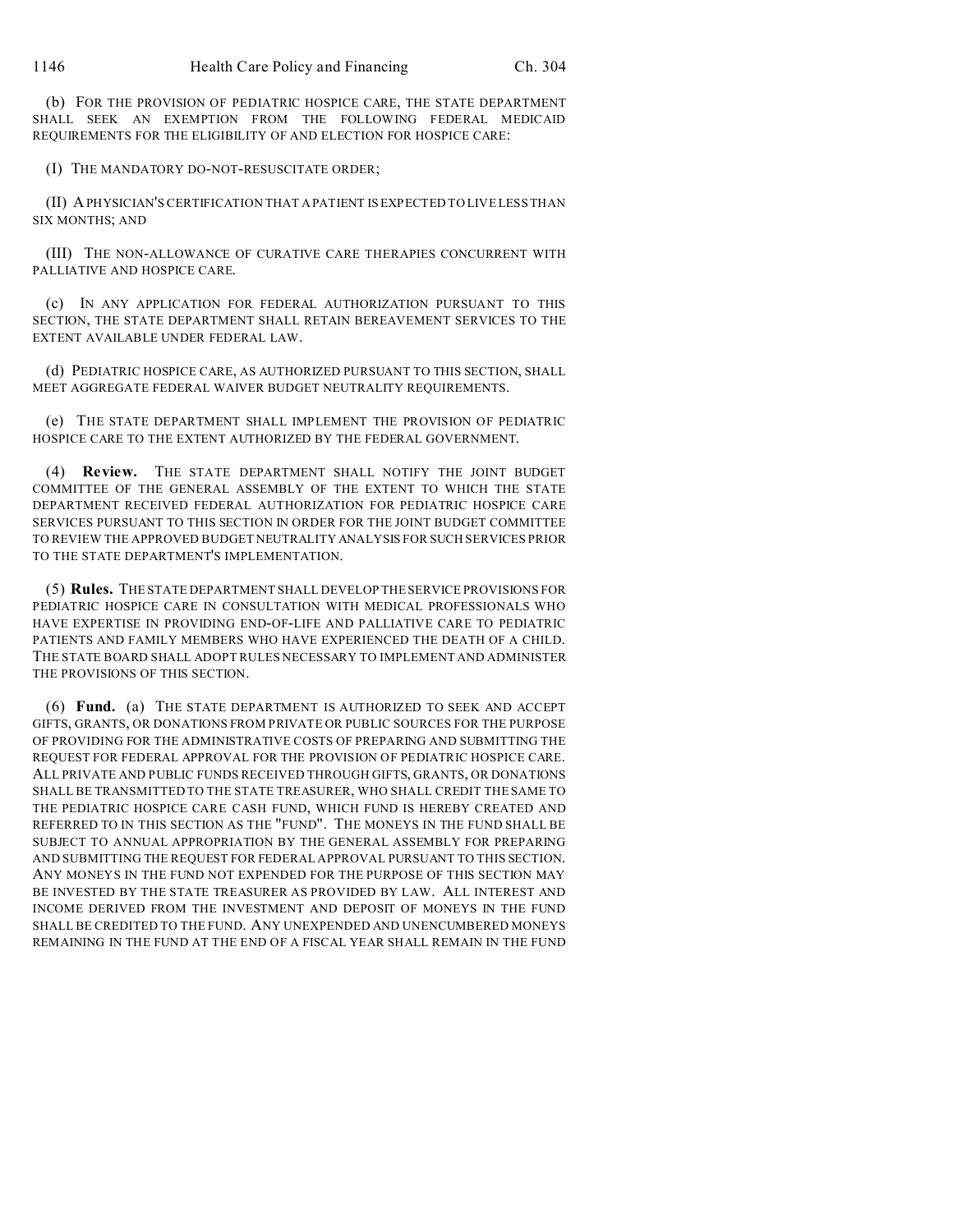(b) FOR THE PROVISION OF PEDIATRIC HOSPICE CARE, THE STATE DEPARTMENT SHALL SEEK AN EXEMPTION FROM THE FOLLOWING FEDERAL MEDICAID REQUIREMENTS FOR THE ELIGIBILITY OF AND ELECTION FOR HOSPICE CARE:

(I) THE MANDATORY DO-NOT-RESUSCITATE ORDER;

(II) A PHYSICIAN'S CERTIFICATION THAT A PATIENT IS EXPECTED TO LIVE LESS THAN SIX MONTHS; AND

(III) THE NON-ALLOWANCE OF CURATIVE CARE THERAPIES CONCURRENT WITH PALLIATIVE AND HOSPICE CARE.

(c) IN ANY APPLICATION FOR FEDERAL AUTHORIZATION PURSUANT TO THIS SECTION, THE STATE DEPARTMENT SHALL RETAIN BEREAVEMENT SERVICES TO THE EXTENT AVAILABLE UNDER FEDERAL LAW.

(d) PEDIATRIC HOSPICE CARE, AS AUTHORIZED PURSUANT TO THIS SECTION, SHALL MEET AGGREGATE FEDERAL WAIVER BUDGET NEUTRALITY REQUIREMENTS.

(e) THE STATE DEPARTMENT SHALL IMPLEMENT THE PROVISION OF PEDIATRIC HOSPICE CARE TO THE EXTENT AUTHORIZED BY THE FEDERAL GOVERNMENT.

(4) **Review.** THE STATE DEPARTMENT SHALL NOTIFY THE JOINT BUDGET COMMITTEE OF THE GENERAL ASSEMBLY OF THE EXTENT TO WHICH THE STATE DEPARTMENT RECEIVED FEDERAL AUTHORIZATION FOR PEDIATRIC HOSPICE CARE SERVICES PURSUANT TO THIS SECTION IN ORDER FOR THE JOINT BUDGET COMMITTEE TO REVIEW THE APPROVED BUDGET NEUTRALITY ANALYSIS FOR SUCH SERVICES PRIOR TO THE STATE DEPARTMENT'S IMPLEMENTATION.

(5) **Rules.** THE STATE DEPARTMENT SHALL DEVELOP THE SERVICE PROVISIONS FOR PEDIATRIC HOSPICE CARE IN CONSULTATION WITH MEDICAL PROFESSIONALS WHO HAVE EXPERTISE IN PROVIDING END-OF-LIFE AND PALLIATIVE CARE TO PEDIATRIC PATIENTS AND FAMILY MEMBERS WHO HAVE EXPERIENCED THE DEATH OF A CHILD. THE STATE BOARD SHALL ADOPT RULES NECESSARY TO IMPLEMENT AND ADMINISTER THE PROVISIONS OF THIS SECTION.

(6) **Fund.** (a) THE STATE DEPARTMENT IS AUTHORIZED TO SEEK AND ACCEPT GIFTS, GRANTS, OR DONATIONS FROM PRIVATE OR PUBLIC SOURCES FOR THE PURPOSE OF PROVIDING FOR THE ADMINISTRATIVE COSTS OF PREPARING AND SUBMITTING THE REQUEST FOR FEDERAL APPROVAL FOR THE PROVISION OF PEDIATRIC HOSPICE CARE. ALL PRIVATE AND PUBLIC FUNDS RECEIVED THROUGH GIFTS, GRANTS, OR DONATIONS SHALL BE TRANSMITTED TO THE STATE TREASURER, WHO SHALL CREDIT THE SAME TO THE PEDIATRIC HOSPICE CARE CASH FUND, WHICH FUND IS HEREBY CREATED AND REFERRED TO IN THIS SECTION AS THE "FUND". THE MONEYS IN THE FUND SHALL BE SUBJECT TO ANNUAL APPROPRIATION BY THE GENERAL ASSEMBLY FOR PREPARING AND SUBMITTING THE REQUEST FOR FEDERAL APPROVAL PURSUANT TO THIS SECTION. ANY MONEYS IN THE FUND NOT EXPENDED FOR THE PURPOSE OF THIS SECTION MAY BE INVESTED BY THE STATE TREASURER AS PROVIDED BY LAW. ALL INTEREST AND INCOME DERIVED FROM THE INVESTMENT AND DEPOSIT OF MONEYS IN THE FUND SHALL BE CREDITED TO THE FUND. ANY UNEXPENDED AND UNENCUMBERED MONEYS REMAINING IN THE FUND AT THE END OF A FISCAL YEAR SHALL REMAIN IN THE FUND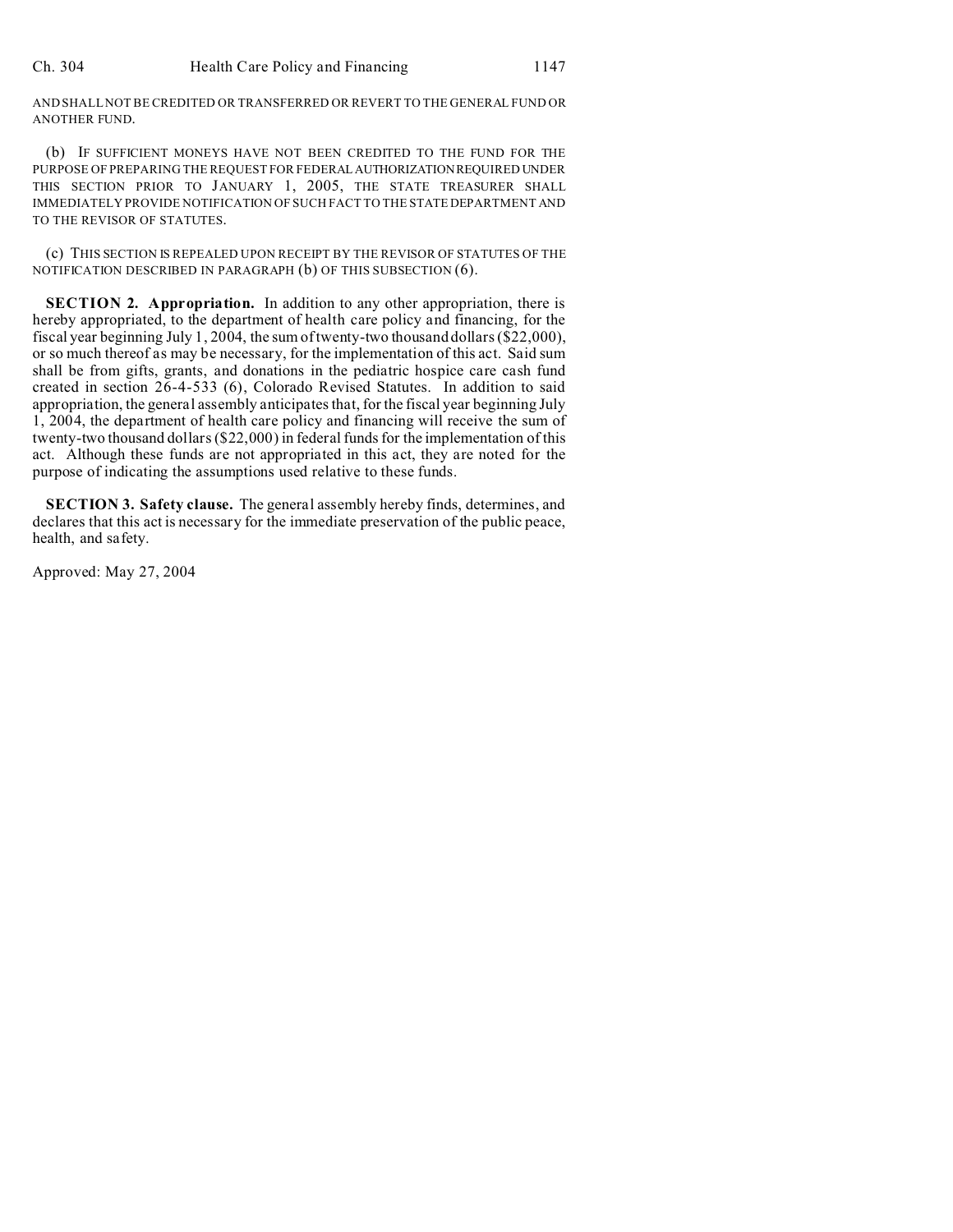AND SHALL NOT BE CREDITED OR TRANSFERRED OR REVERT TO THE GENERAL FUND OR ANOTHER FUND.

(b) IF SUFFICIENT MONEYS HAVE NOT BEEN CREDITED TO THE FUND FOR THE PURPOSE OF PREPARING THE REQUEST FOR FEDERAL AUTHORIZATION REQUIRED UNDER THIS SECTION PRIOR TO JANUARY 1, 2005, THE STATE TREASURER SHALL IMMEDIATELY PROVIDE NOTIFICATION OF SUCH FACT TO THE STATE DEPARTMENT AND TO THE REVISOR OF STATUTES.

(c) THIS SECTION IS REPEALED UPON RECEIPT BY THE REVISOR OF STATUTES OF THE NOTIFICATION DESCRIBED IN PARAGRAPH (b) OF THIS SUBSECTION (6).

**SECTION 2. Appropriation.** In addition to any other appropriation, there is hereby appropriated, to the department of health care policy and financing, for the fiscal year beginning July 1, 2004, the sum of twenty-two thousand dollars ($22,000), or so much thereof as may be necessary, for the implementation of this act. Said sum shall be from gifts, grants, and donations in the pediatric hospice care cash fund created in section 26-4-533 (6), Colorado Revised Statutes. In addition to said appropriation, the general assembly anticipates that, for the fiscal year beginning July 1, 2004, the department of health care policy and financing will receive the sum of twenty-two thousand dollars ($22,000) in federal funds for the implementation of this act. Although these funds are not appropriated in this act, they are noted for the purpose of indicating the assumptions used relative to these funds.

**SECTION 3. Safety clause.** The general assembly hereby finds, determines, and declares that this act is necessary for the immediate preservation of the public peace, health, and safety.

Approved: May 27, 2004